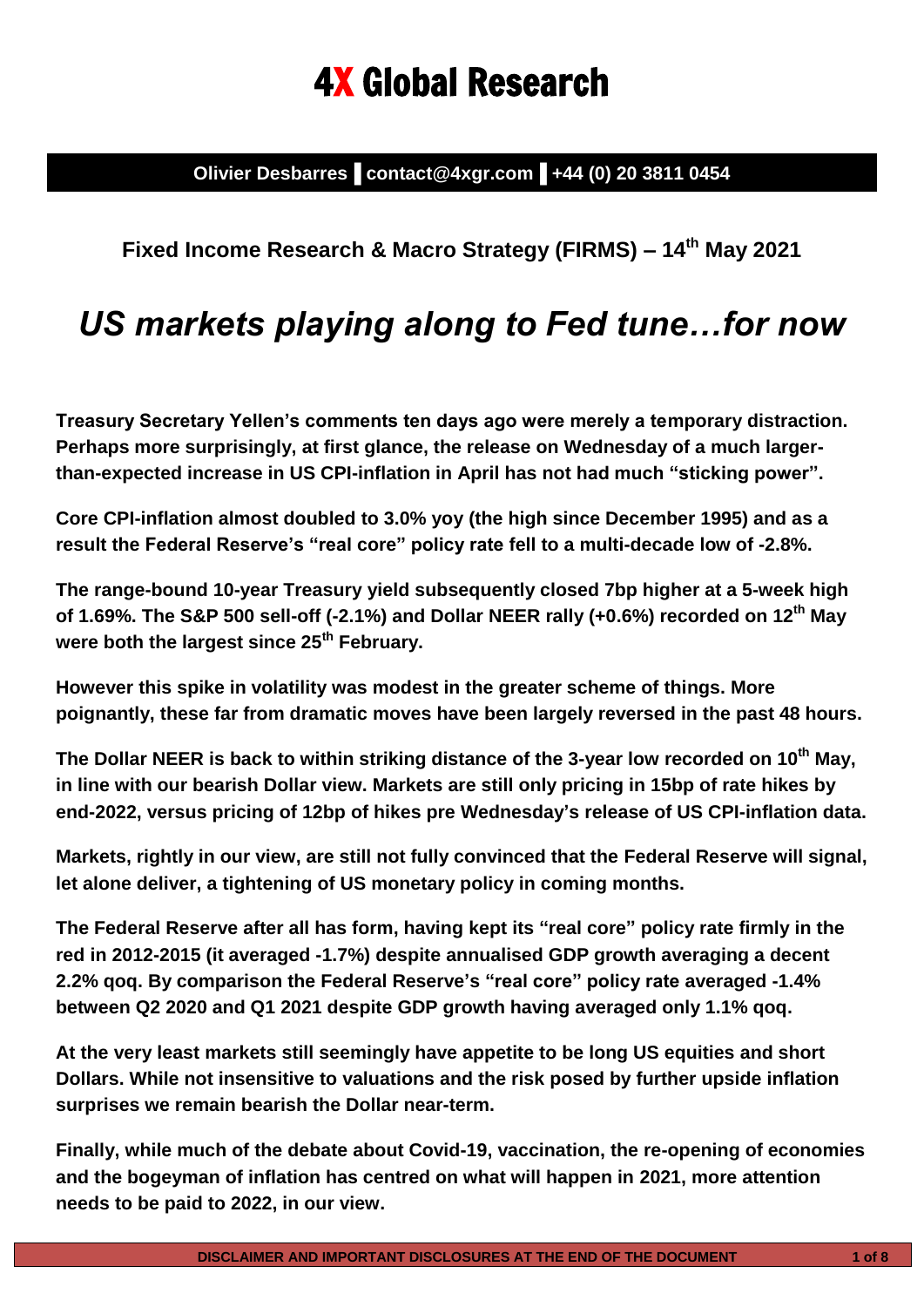# 4X Global Research

**Olivier Desbarres ▌contact@4xgr.com ▌+44 (0) 20 3811 0454**

**Fixed Income Research & Macro Strategy (FIRMS) – 14th May 2021**

## *US markets playing along to Fed tune…for now*

**Treasury Secretary Yellen's comments ten days ago were merely a temporary distraction. Perhaps more surprisingly, at first glance, the release on Wednesday of a much larger-than-expected increase in US CPI-inflation in April has not had much "sticking power".**

**Core CPI-inflation almost doubled to 3.0% yoy (the high since December 1995) and as a result the Federal Reserve's "real core" policy rate fell to a multi-decade low of -2.8%.**

**The range-bound 10-year Treasury yield subsequently closed 7bp higher at a 5-week high of 1.69%. The S&P 500 sell-off (-2.1%) and Dollar NEER rally (+0.6%) recorded on 12th May were both the largest since 25th February.**

**However this spike in volatility was modest in the greater scheme of things. More poignantly, these far from dramatic moves have been largely reversed in the past 48 hours.**

**The Dollar NEER is back to within striking distance of the 3-year low recorded on 10th May, in line with our bearish Dollar view. Markets are still only pricing in 15bp of rate hikes by end-2022, versus pricing of 12bp of hikes pre Wednesday's release of US CPI-inflation data.**

**Markets, rightly in our view, are still not fully convinced that the Federal Reserve will signal, let alone deliver, a tightening of US monetary policy in coming months.**

**The Federal Reserve after all has form, having kept its "real core" policy rate firmly in the red in 2012-2015 (it averaged -1.7%) despite annualised GDP growth averaging a decent 2.2% qoq. By comparison the Federal Reserve's "real core" policy rate averaged -1.4% between Q2 2020 and Q1 2021 despite GDP growth having averaged only 1.1% qoq.**

**At the very least markets still seemingly have appetite to be long US equities and short Dollars. While not insensitive to valuations and the risk posed by further upside inflation surprises we remain bearish the Dollar near-term.**

**Finally, while much of the debate about Covid-19, vaccination, the re-opening of economies and the bogeyman of inflation has centred on what will happen in 2021, more attention needs to be paid to 2022, in our view.**

**DISCLAIMER AND IMPORTANT DISCLOSURES AT THE END OF THE DOCUMENT**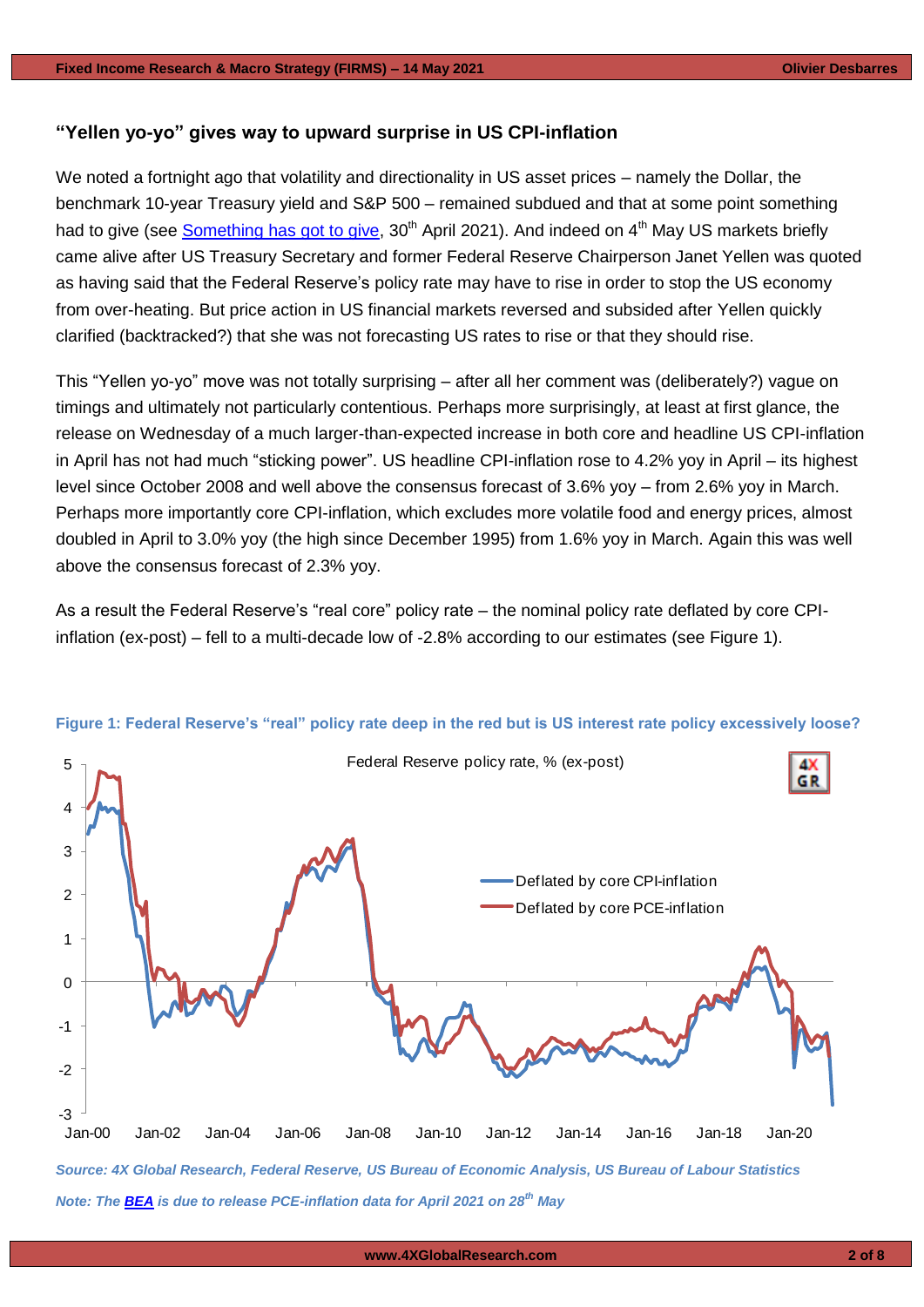### "Yellen yo-yo" gives way to upward surprise in US CPI-inflation

We noted a fortnight ago that volatility and directionality in US asset prices – namely the Dollar, the benchmark 10-year Treasury yield and S&P 500 – remained subdued and that at some point something had to give (see [Something has got to give](), 30th April 2021). And indeed on 4th May US markets briefly came alive after US Treasury Secretary and former Federal Reserve Chairperson Janet Yellen was quoted as having said that the Federal Reserve's policy rate may have to rise in order to stop the US economy from over-heating. But price action in US financial markets reversed and subsided after Yellen quickly clarified (backtracked?) that she was not forecasting US rates to rise or that they should rise.

This "Yellen yo-yo" move was not totally surprising – after all her comment was (deliberately?) vague on timings and ultimately not particularly contentious. Perhaps more surprisingly, at least at first glance, the release on Wednesday of a much larger-than-expected increase in both core and headline US CPI-inflation in April has not had much "sticking power". US headline CPI-inflation rose to 4.2% yoy in April – its highest level since October 2008 and well above the consensus forecast of 3.6% yoy – from 2.6% yoy in March. Perhaps more importantly core CPI-inflation, which excludes more volatile food and energy prices, almost doubled in April to 3.0% yoy (the high since December 1995) from 1.6% yoy in March. Again this was well above the consensus forecast of 2.3% yoy.

As a result the Federal Reserve's "real core" policy rate – the nominal policy rate deflated by core CPI-inflation (ex-post) – fell to a multi-decade low of -2.8% according to our estimates (see Figure 1).

**Figure 1: Federal Reserve's "real" policy rate deep in the red but is US interest rate policy excessively loose?**

*Source: 4X Global Research, Federal Reserve, US Bureau of Economic Analysis, US Bureau of Labour Statistics*

*Note: The **BEA** is due to release PCE-inflation data for April 2021 on 28th May*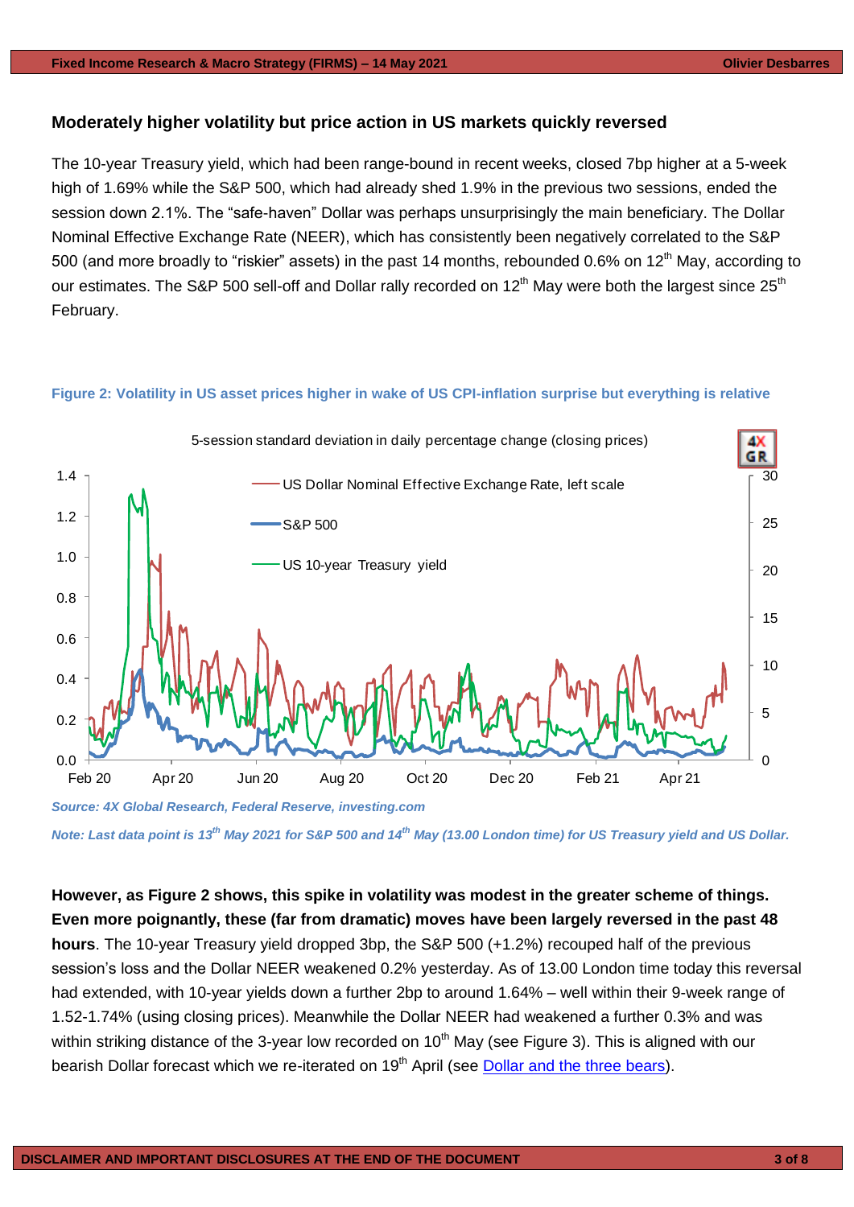### Moderately higher volatility but price action in US markets quickly reversed

The 10-year Treasury yield, which had been range-bound in recent weeks, closed 7bp higher at a 5-week high of 1.69% while the S&P 500, which had already shed 1.9% in the previous two sessions, ended the session down 2.1%. The "safe-haven" Dollar was perhaps unsurprisingly the main beneficiary. The Dollar Nominal Effective Exchange Rate (NEER), which has consistently been negatively correlated to the S&P 500 (and more broadly to "riskier" assets) in the past 14 months, rebounded 0.6% on 12th May, according to our estimates. The S&P 500 sell-off and Dollar rally recorded on 12th May were both the largest since 25th February.

**Figure 2: Volatility in US asset prices higher in wake of US CPI-inflation surprise but everything is relative**

*Source: 4X Global Research, Federal Reserve, investing.com*

*Note: Last data point is 13th May 2021 for S&P 500 and 14th May (13.00 London time) for US Treasury yield and US Dollar.*

**However, as Figure 2 shows, this spike in volatility was modest in the greater scheme of things. Even more poignantly, these (far from dramatic) moves have been largely reversed in the past 48 hours**. The 10-year Treasury yield dropped 3bp, the S&P 500 (+1.2%) recouped half of the previous session's loss and the Dollar NEER weakened 0.2% yesterday. As of 13.00 London time today this reversal had extended, with 10-year yields down a further 2bp to around 1.64% – well within their 9-week range of 1.52-1.74% (using closing prices). Meanwhile the Dollar NEER had weakened a further 0.3% and was within striking distance of the 3-year low recorded on 10th May (see Figure 3). This is aligned with our bearish Dollar forecast which we re-iterated on 19th April (see Dollar and the three bears).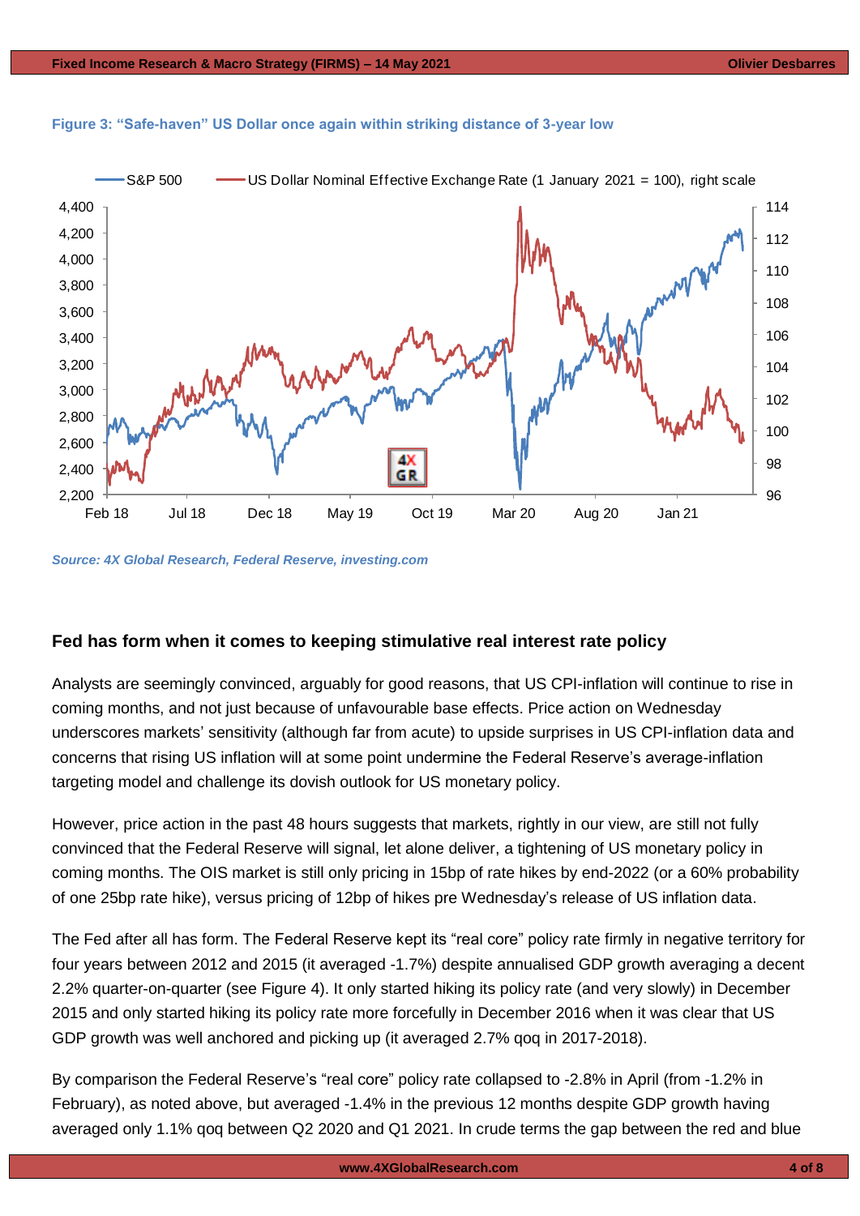**Figure 3: "Safe-haven" US Dollar once again within striking distance of 3-year low**

*Source: 4X Global Research, Federal Reserve, investing.com*

## Fed has form when it comes to keeping stimulative real interest rate policy

Analysts are seemingly convinced, arguably for good reasons, that US CPI-inflation will continue to rise in coming months, and not just because of unfavourable base effects. Price action on Wednesday underscores markets' sensitivity (although far from acute) to upside surprises in US CPI-inflation data and concerns that rising US inflation will at some point undermine the Federal Reserve's average-inflation targeting model and challenge its dovish outlook for US monetary policy.

However, price action in the past 48 hours suggests that markets, rightly in our view, are still not fully convinced that the Federal Reserve will signal, let alone deliver, a tightening of US monetary policy in coming months. The OIS market is still only pricing in 15bp of rate hikes by end-2022 (or a 60% probability of one 25bp rate hike), versus pricing of 12bp of hikes pre Wednesday's release of US inflation data.

The Fed after all has form. The Federal Reserve kept its "real core" policy rate firmly in negative territory for four years between 2012 and 2015 (it averaged -1.7%) despite annualised GDP growth averaging a decent 2.2% quarter-on-quarter (see Figure 4). It only started hiking its policy rate (and very slowly) in December 2015 and only started hiking its policy rate more forcefully in December 2016 when it was clear that US GDP growth was well anchored and picking up (it averaged 2.7% qoq in 2017-2018).

By comparison the Federal Reserve's "real core" policy rate collapsed to -2.8% in April (from -1.2% in February), as noted above, but averaged -1.4% in the previous 12 months despite GDP growth having averaged only 1.1% qoq between Q2 2020 and Q1 2021. In crude terms the gap between the red and blue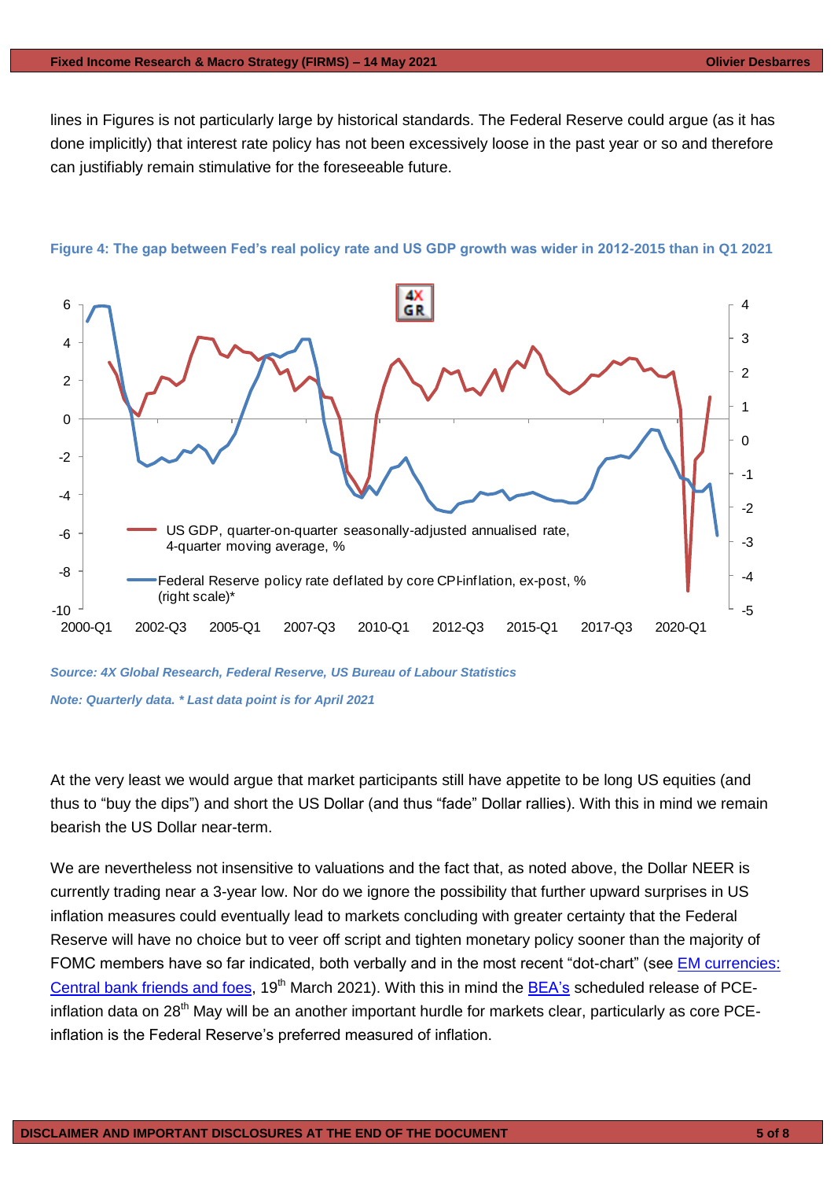lines in Figures is not particularly large by historical standards. The Federal Reserve could argue (as it has done implicitly) that interest rate policy has not been excessively loose in the past year or so and therefore can justifiably remain stimulative for the foreseeable future.

**Figure 4: The gap between Fed's real policy rate and US GDP growth was wider in 2012-2015 than in Q1 2021**

*Source: 4X Global Research, Federal Reserve, US Bureau of Labour Statistics*

*Note: Quarterly data. * Last data point is for April 2021*

At the very least we would argue that market participants still have appetite to be long US equities (and thus to "buy the dips") and short the US Dollar (and thus "fade" Dollar rallies). With this in mind we remain bearish the US Dollar near-term.

We are nevertheless not insensitive to valuations and the fact that, as noted above, the Dollar NEER is currently trading near a 3-year low. Nor do we ignore the possibility that further upward surprises in US inflation measures could eventually lead to markets concluding with greater certainty that the Federal Reserve will have no choice but to veer off script and tighten monetary policy sooner than the majority of FOMC members have so far indicated, both verbally and in the most recent "dot-chart" (see EM currencies: Central bank friends and foes, 19th March 2021). With this in mind the BEA's scheduled release of PCE-inflation data on 28th May will be an another important hurdle for markets clear, particularly as core PCE-inflation is the Federal Reserve's preferred measured of inflation.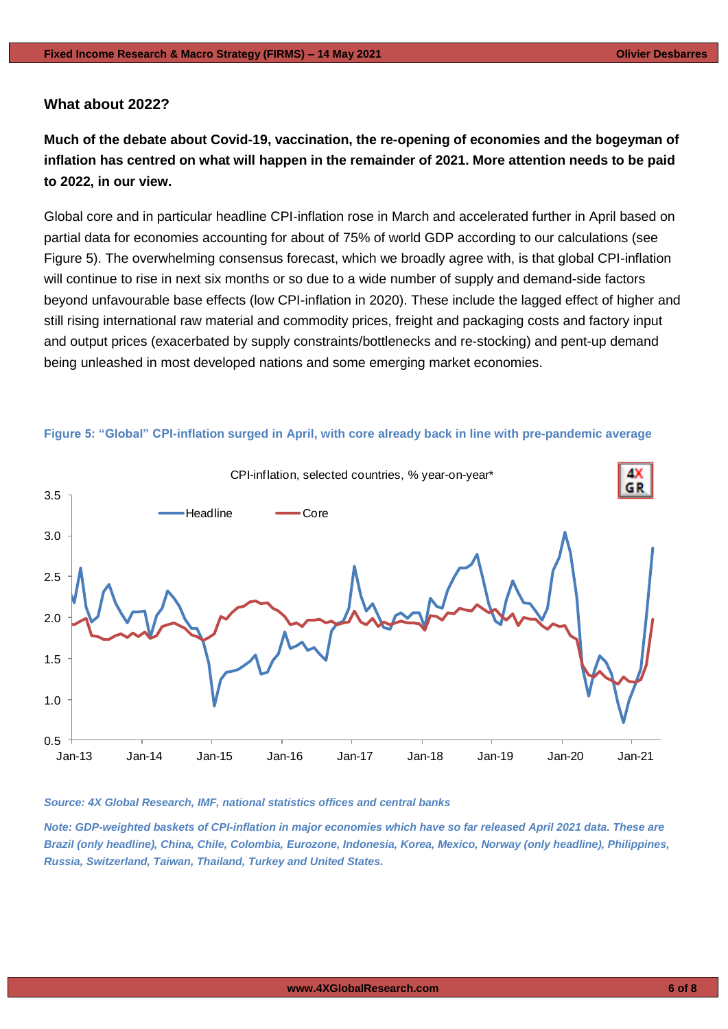## What about 2022?

**Much of the debate about Covid-19, vaccination, the re-opening of economies and the bogeyman of inflation has centred on what will happen in the remainder of 2021. More attention needs to be paid to 2022, in our view.**

Global core and in particular headline CPI-inflation rose in March and accelerated further in April based on partial data for economies accounting for about of 75% of world GDP according to our calculations (see Figure 5). The overwhelming consensus forecast, which we broadly agree with, is that global CPI-inflation will continue to rise in next six months or so due to a wide number of supply and demand-side factors beyond unfavourable base effects (low CPI-inflation in 2020). These include the lagged effect of higher and still rising international raw material and commodity prices, freight and packaging costs and factory input and output prices (exacerbated by supply constraints/bottlenecks and re-stocking) and pent-up demand being unleashed in most developed nations and some emerging market economies.

**Figure 5: "Global" CPI-inflation surged in April, with core already back in line with pre-pandemic average**

*Source: 4X Global Research, IMF, national statistics offices and central banks*

*Note: GDP-weighted baskets of CPI-inflation in major economies which have so far released April 2021 data. These are Brazil (only headline), China, Chile, Colombia, Eurozone, Indonesia, Korea, Mexico, Norway (only headline), Philippines, Russia, Switzerland, Taiwan, Thailand, Turkey and United States.*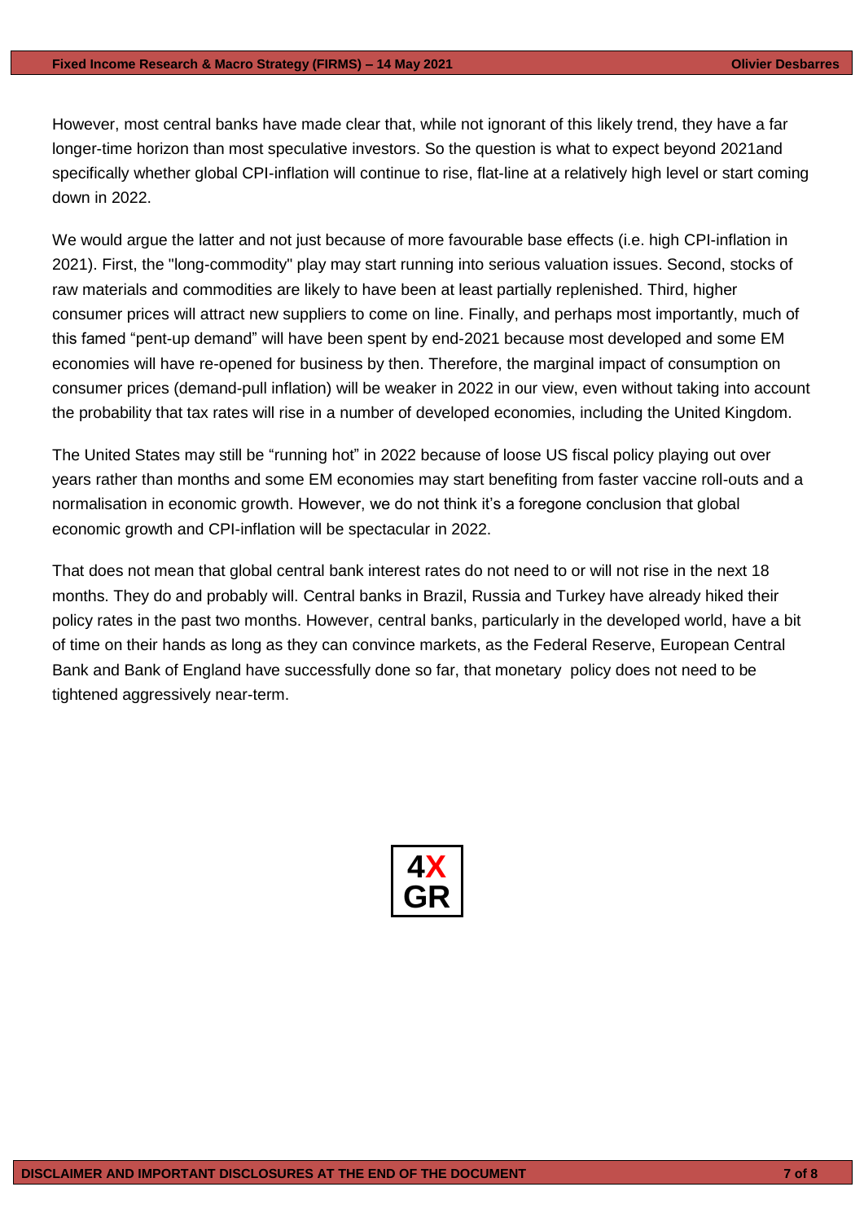However, most central banks have made clear that, while not ignorant of this likely trend, they have a far longer-time horizon than most speculative investors. So the question is what to expect beyond 2021and specifically whether global CPI-inflation will continue to rise, flat-line at a relatively high level or start coming down in 2022.

We would argue the latter and not just because of more favourable base effects (i.e. high CPI-inflation in 2021). First, the "long-commodity" play may start running into serious valuation issues. Second, stocks of raw materials and commodities are likely to have been at least partially replenished. Third, higher consumer prices will attract new suppliers to come on line. Finally, and perhaps most importantly, much of this famed "pent-up demand" will have been spent by end-2021 because most developed and some EM economies will have re-opened for business by then. Therefore, the marginal impact of consumption on consumer prices (demand-pull inflation) will be weaker in 2022 in our view, even without taking into account the probability that tax rates will rise in a number of developed economies, including the United Kingdom.

The United States may still be "running hot" in 2022 because of loose US fiscal policy playing out over years rather than months and some EM economies may start benefiting from faster vaccine roll-outs and a normalisation in economic growth. However, we do not think it's a foregone conclusion that global economic growth and CPI-inflation will be spectacular in 2022.

That does not mean that global central bank interest rates do not need to or will not rise in the next 18 months. They do and probably will. Central banks in Brazil, Russia and Turkey have already hiked their policy rates in the past two months. However, central banks, particularly in the developed world, have a bit of time on their hands as long as they can convince markets, as the Federal Reserve, European Central Bank and Bank of England have successfully done so far, that monetary policy does not need to be tightened aggressively near-term.

4X
GR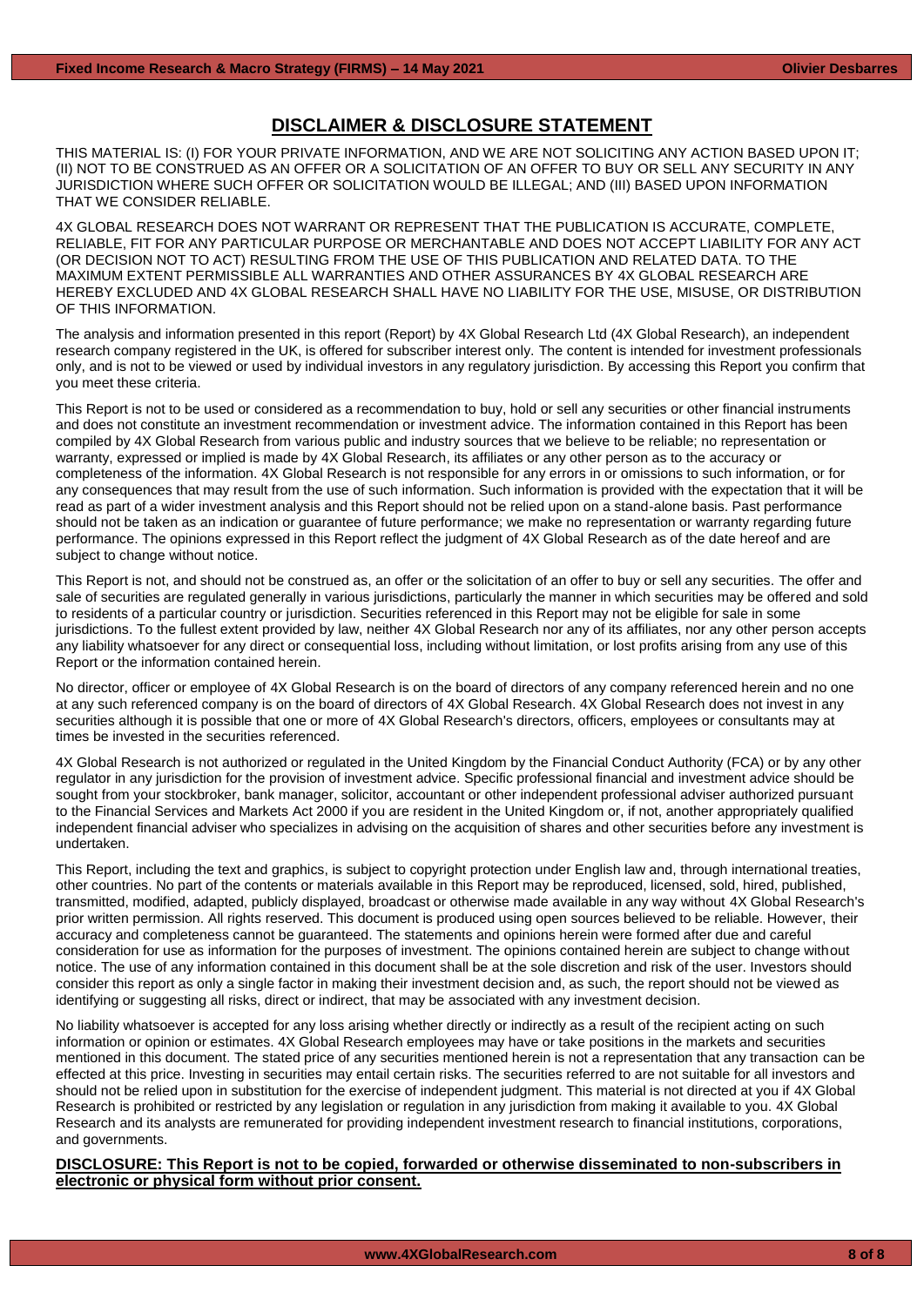## DISCLAIMER & DISCLOSURE STATEMENT

THIS MATERIAL IS: (I) FOR YOUR PRIVATE INFORMATION, AND WE ARE NOT SOLICITING ANY ACTION BASED UPON IT; (II) NOT TO BE CONSTRUED AS AN OFFER OR A SOLICITATION OF AN OFFER TO BUY OR SELL ANY SECURITY IN ANY JURISDICTION WHERE SUCH OFFER OR SOLICITATION WOULD BE ILLEGAL; AND (III) BASED UPON INFORMATION THAT WE CONSIDER RELIABLE.

4X GLOBAL RESEARCH DOES NOT WARRANT OR REPRESENT THAT THE PUBLICATION IS ACCURATE, COMPLETE, RELIABLE, FIT FOR ANY PARTICULAR PURPOSE OR MERCHANTABLE AND DOES NOT ACCEPT LIABILITY FOR ANY ACT (OR DECISION NOT TO ACT) RESULTING FROM THE USE OF THIS PUBLICATION AND RELATED DATA. TO THE MAXIMUM EXTENT PERMISSIBLE ALL WARRANTIES AND OTHER ASSURANCES BY 4X GLOBAL RESEARCH ARE HEREBY EXCLUDED AND 4X GLOBAL RESEARCH SHALL HAVE NO LIABILITY FOR THE USE, MISUSE, OR DISTRIBUTION OF THIS INFORMATION.

The analysis and information presented in this report (Report) by 4X Global Research Ltd (4X Global Research), an independent research company registered in the UK, is offered for subscriber interest only. The content is intended for investment professionals only, and is not to be viewed or used by individual investors in any regulatory jurisdiction. By accessing this Report you confirm that you meet these criteria.

This Report is not to be used or considered as a recommendation to buy, hold or sell any securities or other financial instruments and does not constitute an investment recommendation or investment advice. The information contained in this Report has been compiled by 4X Global Research from various public and industry sources that we believe to be reliable; no representation or warranty, expressed or implied is made by 4X Global Research, its affiliates or any other person as to the accuracy or completeness of the information. 4X Global Research is not responsible for any errors in or omissions to such information, or for any consequences that may result from the use of such information. Such information is provided with the expectation that it will be read as part of a wider investment analysis and this Report should not be relied upon on a stand-alone basis. Past performance should not be taken as an indication or guarantee of future performance; we make no representation or warranty regarding future performance. The opinions expressed in this Report reflect the judgment of 4X Global Research as of the date hereof and are subject to change without notice.

This Report is not, and should not be construed as, an offer or the solicitation of an offer to buy or sell any securities. The offer and sale of securities are regulated generally in various jurisdictions, particularly the manner in which securities may be offered and sold to residents of a particular country or jurisdiction. Securities referenced in this Report may not be eligible for sale in some jurisdictions. To the fullest extent provided by law, neither 4X Global Research nor any of its affiliates, nor any other person accepts any liability whatsoever for any direct or consequential loss, including without limitation, or lost profits arising from any use of this Report or the information contained herein.

No director, officer or employee of 4X Global Research is on the board of directors of any company referenced herein and no one at any such referenced company is on the board of directors of 4X Global Research. 4X Global Research does not invest in any securities although it is possible that one or more of 4X Global Research's directors, officers, employees or consultants may at times be invested in the securities referenced.

4X Global Research is not authorized or regulated in the United Kingdom by the Financial Conduct Authority (FCA) or by any other regulator in any jurisdiction for the provision of investment advice. Specific professional financial and investment advice should be sought from your stockbroker, bank manager, solicitor, accountant or other independent professional adviser authorized pursuant to the Financial Services and Markets Act 2000 if you are resident in the United Kingdom or, if not, another appropriately qualified independent financial adviser who specializes in advising on the acquisition of shares and other securities before any investment is undertaken.

This Report, including the text and graphics, is subject to copyright protection under English law and, through international treaties, other countries. No part of the contents or materials available in this Report may be reproduced, licensed, sold, hired, published, transmitted, modified, adapted, publicly displayed, broadcast or otherwise made available in any way without 4X Global Research's prior written permission. All rights reserved. This document is produced using open sources believed to be reliable. However, their accuracy and completeness cannot be guaranteed. The statements and opinions herein were formed after due and careful consideration for use as information for the purposes of investment. The opinions contained herein are subject to change without notice. The use of any information contained in this document shall be at the sole discretion and risk of the user. Investors should consider this report as only a single factor in making their investment decision and, as such, the report should not be viewed as identifying or suggesting all risks, direct or indirect, that may be associated with any investment decision.

No liability whatsoever is accepted for any loss arising whether directly or indirectly as a result of the recipient acting on such information or opinion or estimates. 4X Global Research employees may have or take positions in the markets and securities mentioned in this document. The stated price of any securities mentioned herein is not a representation that any transaction can be effected at this price. Investing in securities may entail certain risks. The securities referred to are not suitable for all investors and should not be relied upon in substitution for the exercise of independent judgment. This material is not directed at you if 4X Global Research is prohibited or restricted by any legislation or regulation in any jurisdiction from making it available to you. 4X Global Research and its analysts are remunerated for providing independent investment research to financial institutions, corporations, and governments.

**DISCLOSURE: This Report is not to be copied, forwarded or otherwise disseminated to non-subscribers in electronic or physical form without prior consent.**